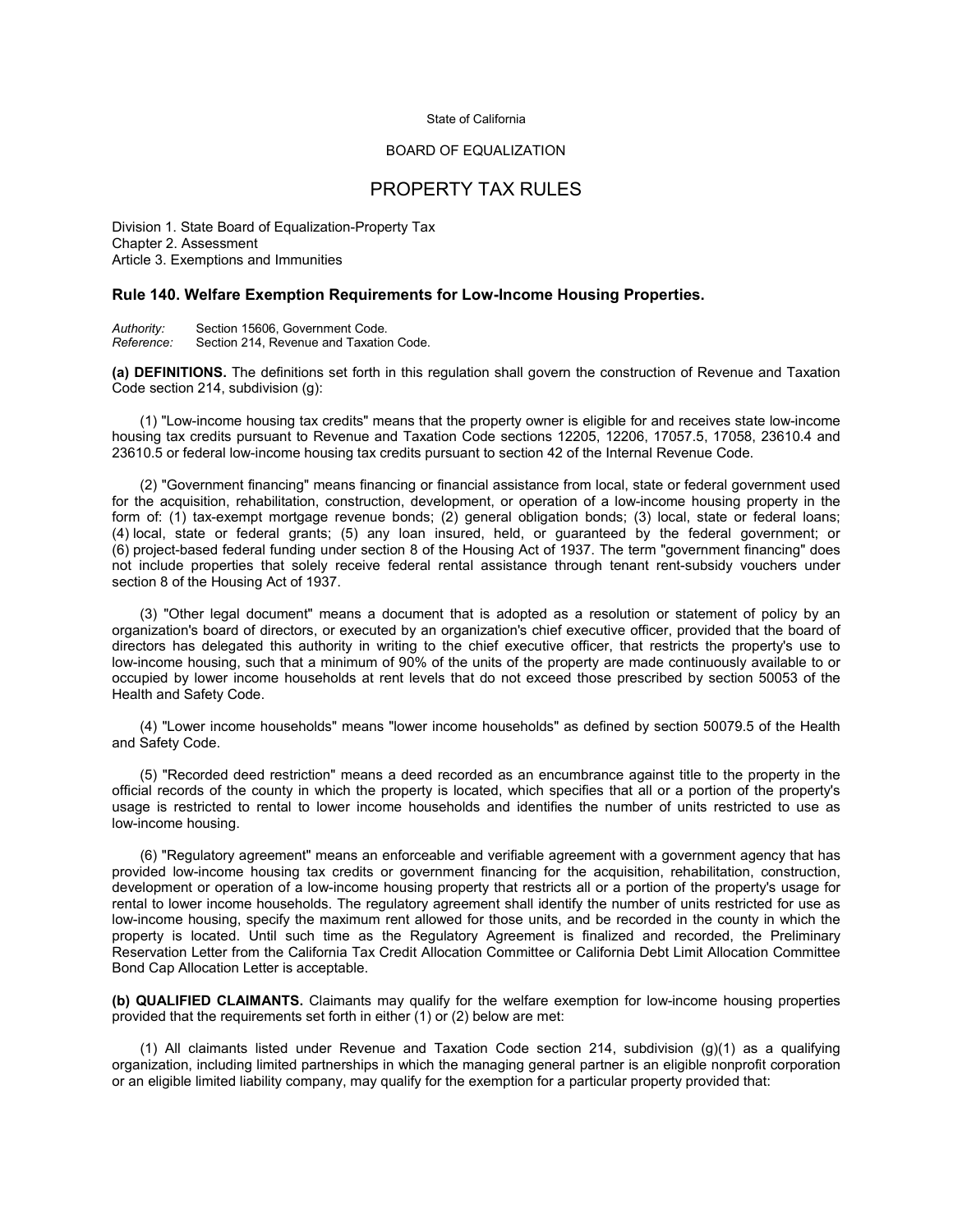State of California

BOARD OF EQUALIZATION

# PROPERTY TAX RULES

Division 1. State Board of Equalization-Property Tax
Chapter 2. Assessment
Article 3. Exemptions and Immunities

## Rule 140. Welfare Exemption Requirements for Low-Income Housing Properties.

*Authority:* Section 15606, Government Code.
*Reference:* Section 214, Revenue and Taxation Code.

**(a) DEFINITIONS.** The definitions set forth in this regulation shall govern the construction of Revenue and Taxation Code section 214, subdivision (g):

(1) "Low-income housing tax credits" means that the property owner is eligible for and receives state low-income housing tax credits pursuant to Revenue and Taxation Code sections 12205, 12206, 17057.5, 17058, 23610.4 and 23610.5 or federal low-income housing tax credits pursuant to section 42 of the Internal Revenue Code.

(2) "Government financing" means financing or financial assistance from local, state or federal government used for the acquisition, rehabilitation, construction, development, or operation of a low-income housing property in the form of: (1) tax-exempt mortgage revenue bonds; (2) general obligation bonds; (3) local, state or federal loans; (4) local, state or federal grants; (5) any loan insured, held, or guaranteed by the federal government; or (6) project-based federal funding under section 8 of the Housing Act of 1937. The term "government financing" does not include properties that solely receive federal rental assistance through tenant rent-subsidy vouchers under section 8 of the Housing Act of 1937.

(3) "Other legal document" means a document that is adopted as a resolution or statement of policy by an organization's board of directors, or executed by an organization's chief executive officer, provided that the board of directors has delegated this authority in writing to the chief executive officer, that restricts the property's use to low-income housing, such that a minimum of 90% of the units of the property are made continuously available to or occupied by lower income households at rent levels that do not exceed those prescribed by section 50053 of the Health and Safety Code.

(4) "Lower income households" means "lower income households" as defined by section 50079.5 of the Health and Safety Code.

(5) "Recorded deed restriction" means a deed recorded as an encumbrance against title to the property in the official records of the county in which the property is located, which specifies that all or a portion of the property's usage is restricted to rental to lower income households and identifies the number of units restricted to use as low-income housing.

(6) "Regulatory agreement" means an enforceable and verifiable agreement with a government agency that has provided low-income housing tax credits or government financing for the acquisition, rehabilitation, construction, development or operation of a low-income housing property that restricts all or a portion of the property's usage for rental to lower income households. The regulatory agreement shall identify the number of units restricted for use as low-income housing, specify the maximum rent allowed for those units, and be recorded in the county in which the property is located. Until such time as the Regulatory Agreement is finalized and recorded, the Preliminary Reservation Letter from the California Tax Credit Allocation Committee or California Debt Limit Allocation Committee Bond Cap Allocation Letter is acceptable.

**(b) QUALIFIED CLAIMANTS.** Claimants may qualify for the welfare exemption for low-income housing properties provided that the requirements set forth in either (1) or (2) below are met:

(1) All claimants listed under Revenue and Taxation Code section 214, subdivision (g)(1) as a qualifying organization, including limited partnerships in which the managing general partner is an eligible nonprofit corporation or an eligible limited liability company, may qualify for the exemption for a particular property provided that: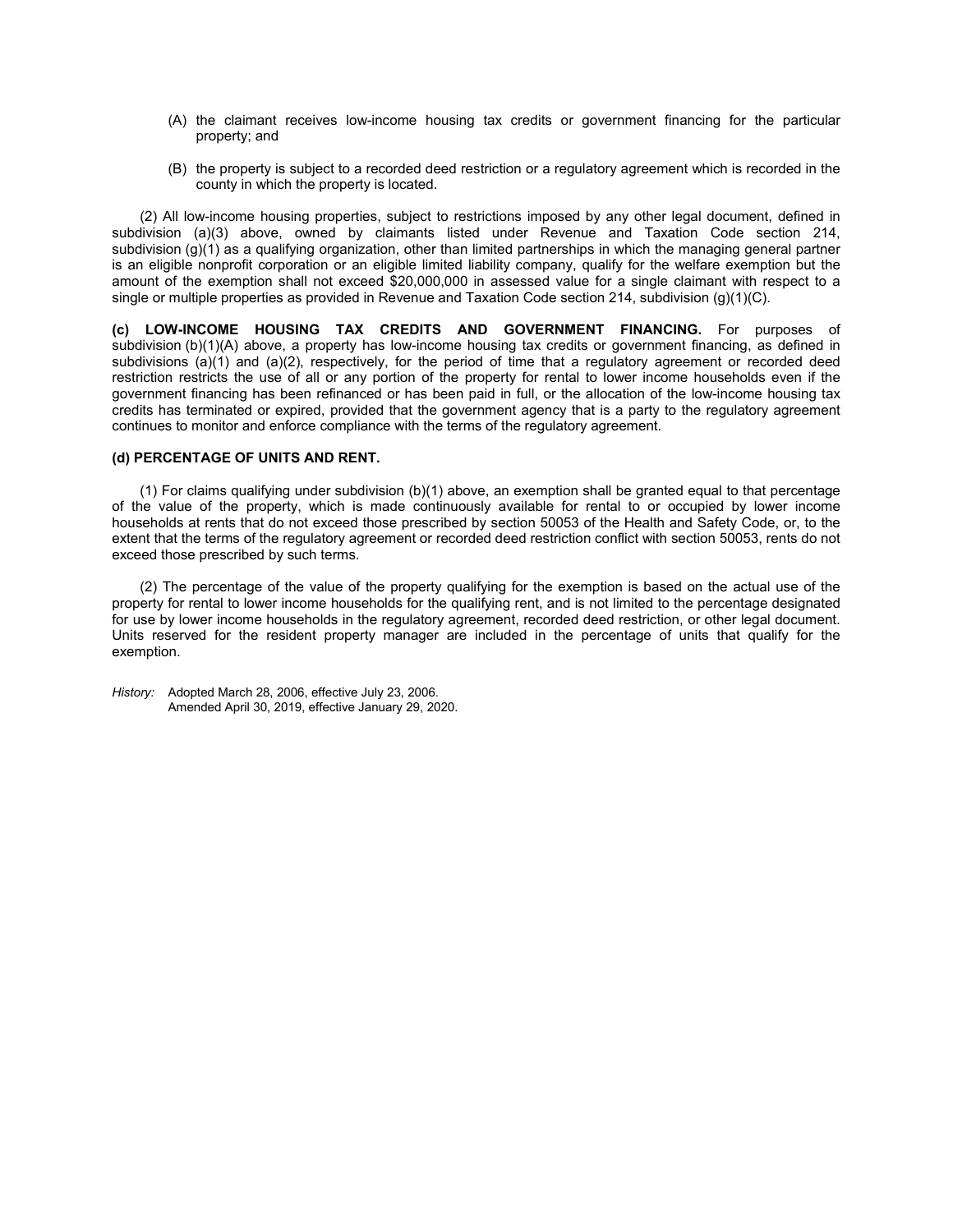(A) the claimant receives low-income housing tax credits or government financing for the particular property; and

(B) the property is subject to a recorded deed restriction or a regulatory agreement which is recorded in the county in which the property is located.

(2) All low-income housing properties, subject to restrictions imposed by any other legal document, defined in subdivision (a)(3) above, owned by claimants listed under Revenue and Taxation Code section 214, subdivision (g)(1) as a qualifying organization, other than limited partnerships in which the managing general partner is an eligible nonprofit corporation or an eligible limited liability company, qualify for the welfare exemption but the amount of the exemption shall not exceed $20,000,000 in assessed value for a single claimant with respect to a single or multiple properties as provided in Revenue and Taxation Code section 214, subdivision (g)(1)(C).

**(c) LOW-INCOME HOUSING TAX CREDITS AND GOVERNMENT FINANCING.** For purposes of subdivision (b)(1)(A) above, a property has low-income housing tax credits or government financing, as defined in subdivisions (a)(1) and (a)(2), respectively, for the period of time that a regulatory agreement or recorded deed restriction restricts the use of all or any portion of the property for rental to lower income households even if the government financing has been refinanced or has been paid in full, or the allocation of the low-income housing tax credits has terminated or expired, provided that the government agency that is a party to the regulatory agreement continues to monitor and enforce compliance with the terms of the regulatory agreement.

**(d) PERCENTAGE OF UNITS AND RENT.**

(1) For claims qualifying under subdivision (b)(1) above, an exemption shall be granted equal to that percentage of the value of the property, which is made continuously available for rental to or occupied by lower income households at rents that do not exceed those prescribed by section 50053 of the Health and Safety Code, or, to the extent that the terms of the regulatory agreement or recorded deed restriction conflict with section 50053, rents do not exceed those prescribed by such terms.

(2) The percentage of the value of the property qualifying for the exemption is based on the actual use of the property for rental to lower income households for the qualifying rent, and is not limited to the percentage designated for use by lower income households in the regulatory agreement, recorded deed restriction, or other legal document. Units reserved for the resident property manager are included in the percentage of units that qualify for the exemption.

*History:* Adopted March 28, 2006, effective July 23, 2006.
Amended April 30, 2019, effective January 29, 2020.